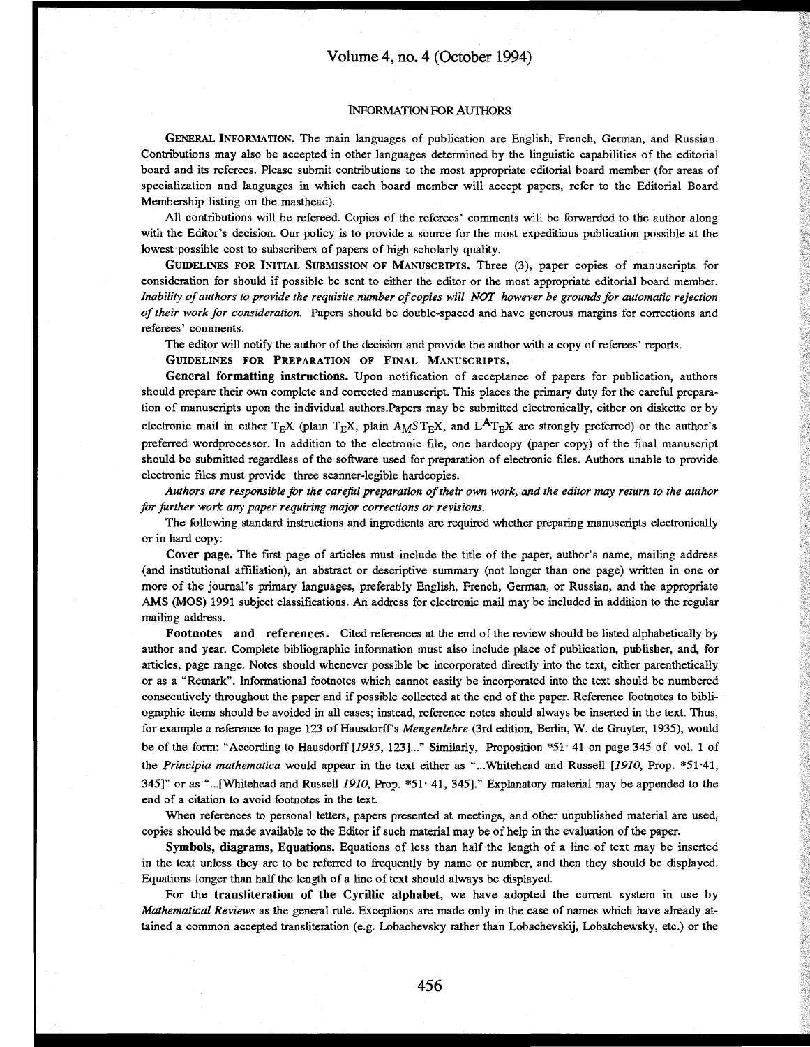# INFORMATION FOR AUTHORS

**GENERAL INFORMATION.** The main languages of publication are English, French, German, and Russian. Contributions may also be accepted in other languages determined by the linguistic capabilities of the editorial board and its referees. Please submit contributions to the most appropriate editorial board member (for areas of specialization and languages in which each board member will accept papers, refer to the Editorial Board Membership listing on the masthead).

All contributions will be refereed. Copies of the referees' comments will be forwarded to the author along with the Editor's decision. Our policy is to provide a source for the most expeditious publication possible at the lowest possible cost to subscribers of papers of high scholarly quality.

**GUIDELINES FOR INITIAL SUBMISSION OF MANUSCRIPTS.** Three (3), paper copies of manuscripts for consideration for should if possible be sent to either the editor or the most appropriate editorial board member. *Inability of authors to provide the requisite number of copies will NOT however be grounds for automatic rejection of their work for consideration.* Papers should be double-spaced and have generous margins for corrections and referees' comments.

The editor will notify the author of the decision and provide the author with a copy of referees' reports.

**GUIDELINES FOR PREPARATION OF FINAL MANUSCRIPTS.**

**General formatting instructions.** Upon notification of acceptance of papers for publication, authors should prepare their own complete and corrected manuscript. This places the primary duty for the careful preparation of manuscripts upon the individual authors.Papers may be submitted electronically, either on diskette or by electronic mail in either TEX (plain TEX, plain AMSTEX, and LATEX are strongly preferred) or the author's preferred wordprocessor. In addition to the electronic file, one hardcopy (paper copy) of the final manuscript should be submitted regardless of the software used for preparation of electronic files. Authors unable to provide electronic files must provide three scanner-legible hardcopies.

*Authors are responsible for the careful preparation of their own work, and the editor may return to the author for further work any paper requiring major corrections or revisions.*

The following standard instructions and ingredients are required whether preparing manuscripts electronically or in hard copy:

**Cover page.** The first page of articles must include the title of the paper, author's name, mailing address (and institutional affiliation), an abstract or descriptive summary (not longer than one page) written in one or more of the journal's primary languages, preferably English, French, German, or Russian, and the appropriate AMS (MOS) 1991 subject classifications. An address for electronic mail may be included in addition to the regular mailing address.

**Footnotes and references.** Cited references at the end of the review should be listed alphabetically by author and year. Complete bibliographic information must also include place of publication, publisher, and, for articles, page range. Notes should whenever possible be incorporated directly into the text, either parenthetically or as a "Remark". Informational footnotes which cannot easily be incorporated into the text should be numbered consecutively throughout the paper and if possible collected at the end of the paper. Reference footnotes to bibliographic items should be avoided in all cases; instead, reference notes should always be inserted in the text. Thus, for example a reference to page 123 of Hausdorff's *Mengenlehre* (3rd edition, Berlin, W. de Gruyter, 1935), would be of the form: "According to Hausdorff [*1935*, 123]..." Similarly, Proposition *51· 41 on page 345 of vol. 1 of the *Principia mathematica* would appear in the text either as "...Whitehead and Russell [*1910*, Prop. *51·41, 345]" or as "...[Whitehead and Russell *1910*, Prop. *51· 41, 345]." Explanatory material may be appended to the end of a citation to avoid footnotes in the text.

When references to personal letters, papers presented at meetings, and other unpublished material are used, copies should be made available to the Editor if such material may be of help in the evaluation of the paper.

**Symbols, diagrams, Equations.** Equations of less than half the length of a line of text may be inserted in the text unless they are to be referred to frequently by name or number, and then they should be displayed. Equations longer than half the length of a line of text should always be displayed.

For the **transliteration of the Cyrillic alphabet**, we have adopted the current system in use by *Mathematical Reviews* as the general rule. Exceptions are made only in the case of names which have already attained a common accepted transliteration (e.g. Lobachevsky rather than Lobachevskij, Lobatchewsky, etc.) or the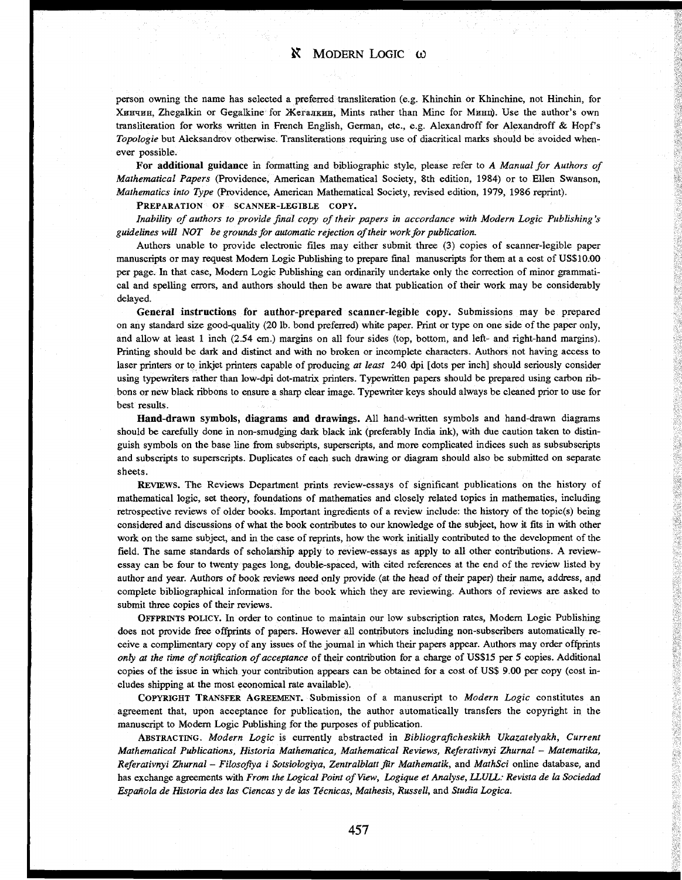person owning the name has selected a preferred transliteration (e.g. Khinchin or Khinchine, not Hinchin, for Хинчин, Zhegalkin or Gegalkine for Жегалкин, Mints rather than Minc for Минц). Use the author's own transliteration for works written in French English, German, etc., e.g. Alexandroff for Alexandroff & Hopf's *Topologie* but Aleksandrov otherwise. Transliterations requiring use of diacritical marks should be avoided whenever possible.

**For additional guidance** in formatting and bibliographic style, please refer to *A Manual for Authors of Mathematical Papers* (Providence, American Mathematical Society, 8th edition, 1984) or to Ellen Swanson, *Mathematics into Type* (Providence, American Mathematical Society, revised edition, 1979, 1986 reprint).

**PREPARATION OF SCANNER-LEGIBLE COPY.**

*Inability of authors to provide final copy of their papers in accordance with Modern Logic Publishing's guidelines will NOT be grounds for automatic rejection of their work for publication.*

Authors unable to provide electronic files may either submit three (3) copies of scanner-legible paper manuscripts or may request Modern Logic Publishing to prepare final manuscripts for them at a cost of US$10.00 per page. In that case, Modern Logic Publishing can ordinarily undertake only the correction of minor grammatical and spelling errors, and authors should then be aware that publication of their work may be considerably delayed.

**General instructions for author-prepared scanner-legible copy.** Submissions may be prepared on any standard size good-quality (20 lb. bond preferred) white paper. Print or type on one side of the paper only, and allow at least 1 inch (2.54 cm.) margins on all four sides (top, bottom, and left- and right-hand margins). Printing should be dark and distinct and with no broken or incomplete characters. Authors not having access to laser printers or to inkjet printers capable of producing *at least* 240 dpi [dots per inch] should seriously consider using typewriters rather than low-dpi dot-matrix printers. Typewritten papers should be prepared using carbon ribbons or new black ribbons to ensure a sharp clear image. Typewriter keys should always be cleaned prior to use for best results.

**Hand-drawn symbols, diagrams and drawings.** All hand-written symbols and hand-drawn diagrams should be carefully done in non-smudging dark black ink (preferably India ink), with due caution taken to distinguish symbols on the base line from subscripts, superscripts, and more complicated indices such as subsubscripts and subscripts to superscripts. Duplicates of each such drawing or diagram should also be submitted on separate sheets.

**REVIEWS.** The Reviews Department prints review-essays of significant publications on the history of mathematical logic, set theory, foundations of mathematics and closely related topics in mathematics, including retrospective reviews of older books. Important ingredients of a review include: the history of the topic(s) being considered and discussions of what the book contributes to our knowledge of the subject, how it fits in with other work on the same subject, and in the case of reprints, how the work initially contributed to the development of the field. The same standards of scholarship apply to review-essays as apply to all other contributions. A review-essay can be four to twenty pages long, double-spaced, with cited references at the end of the review listed by author and year. Authors of book reviews need only provide (at the head of their paper) their name, address, and complete bibliographical information for the book which they are reviewing. Authors of reviews are asked to submit three copies of their reviews.

**OFFPRINTS POLICY.** In order to continue to maintain our low subscription rates, Modern Logic Publishing does not provide free offprints of papers. However all contributors including non-subscribers automatically receive a complimentary copy of any issues of the journal in which their papers appear. Authors may order offprints *only at the time of notification of acceptance* of their contribution for a charge of US$15 per 5 copies. Additional copies of the issue in which your contribution appears can be obtained for a cost of US$ 9.00 per copy (cost includes shipping at the most economical rate available).

**COPYRIGHT TRANSFER AGREEMENT.** Submission of a manuscript to *Modern Logic* constitutes an agreement that, upon acceptance for publication, the author automatically transfers the copyright in the manuscript to Modern Logic Publishing for the purposes of publication.

**ABSTRACTING.** *Modern Logic* is currently abstracted in *Bibliograficheskikh Ukazatelyakh*, *Current Mathematical Publications*, *Historia Mathematica*, *Mathematical Reviews*, *Referativnyi Zhurnal – Matematika*, *Referativnyi Zhurnal – Filosofiya i Sotsiologiya*, *Zentralblatt für Mathematik*, and *MathSci* online database, and has exchange agreements with *From the Logical Point of View*, *Logique et Analyse*, *LLULL: Revista de la Sociedad Española de Historia des las Ciencas y de las Técnicas*, *Mathesis*, *Russell*, and *Studia Logica*.